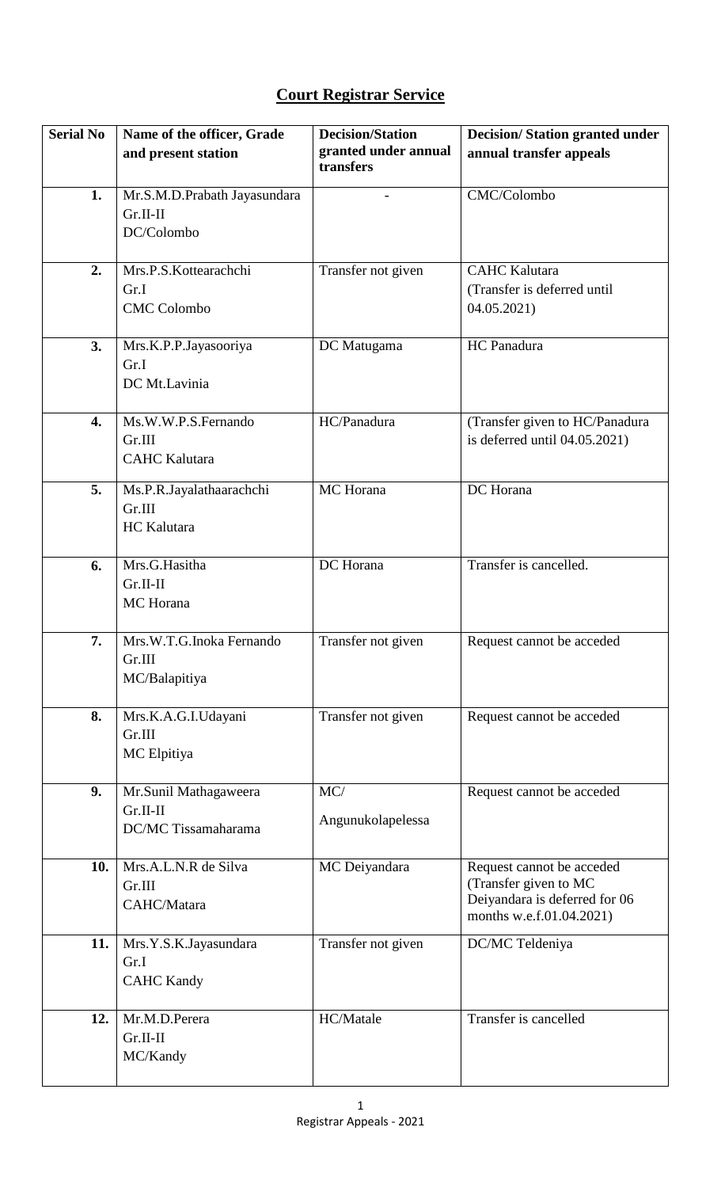**Court Registrar Service**

| Serial No | Name of the officer, Grade and present station | Decision/Station granted under annual transfers | Decision/ Station granted under annual transfer appeals |
|---|---|---|---|
| 1. | Mr.S.M.D.Prabath Jayasundara Gr.II-II DC/Colombo | - | CMC/Colombo |
| 2. | Mrs.P.S.Kottearachchi Gr.I CMC Colombo | Transfer not given | CAHC Kalutara (Transfer is deferred until 04.05.2021) |
| 3. | Mrs.K.P.P.Jayasooriya Gr.I DC Mt.Lavinia | DC Matugama | HC Panadura |
| 4. | Ms.W.W.P.S.Fernando Gr.III CAHC Kalutara | HC/Panadura | (Transfer given to HC/Panadura is deferred until 04.05.2021) |
| 5. | Ms.P.R.Jayalathaarachchi Gr.III HC Kalutara | MC Horana | DC Horana |
| 6. | Mrs.G.Hasitha Gr.II-II MC Horana | DC Horana | Transfer is cancelled. |
| 7. | Mrs.W.T.G.Inoka Fernando Gr.III MC/Balapitiya | Transfer not given | Request cannot be acceded |
| 8. | Mrs.K.A.G.I.Udayani Gr.III MC Elpitiya | Transfer not given | Request cannot be acceded |
| 9. | Mr.Sunil Mathagaweera Gr.II-II DC/MC Tissamaharama | MC/ Angunukolapelessa | Request cannot be acceded |
| 10. | Mrs.A.L.N.R de Silva Gr.III CAHC/Matara | MC Deiyandara | Request cannot be acceded (Transfer given to MC Deiyandara is deferred for 06 months w.e.f.01.04.2021) |
| 11. | Mrs.Y.S.K.Jayasundara Gr.I CAHC Kandy | Transfer not given | DC/MC Teldeniya |
| 12. | Mr.M.D.Perera Gr.II-II MC/Kandy | HC/Matale | Transfer is cancelled |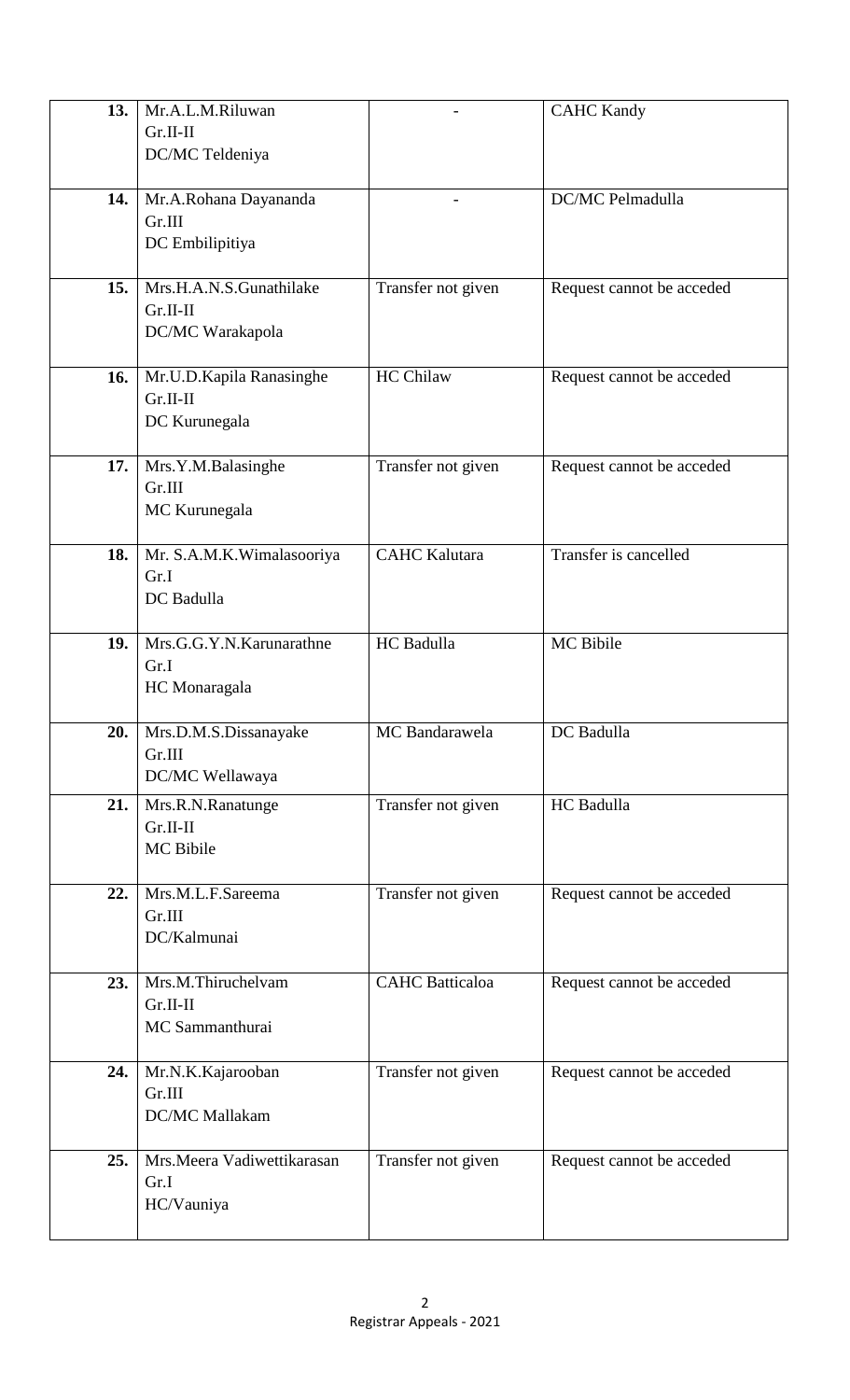| | | | |
|---|---|---|---|
| **13.** | Mr.A.L.M.Riluwan<br>Gr.II-II<br>DC/MC Teldeniya | - | CAHC Kandy |
| **14.** | Mr.A.Rohana Dayananda<br>Gr.III<br>DC Embilipitiya | - | DC/MC Pelmadulla |
| **15.** | Mrs.H.A.N.S.Gunathilake<br>Gr.II-II<br>DC/MC Warakapola | Transfer not given | Request cannot be acceded |
| **16.** | Mr.U.D.Kapila Ranasinghe<br>Gr.II-II<br>DC Kurunegala | HC Chilaw | Request cannot be acceded |
| **17.** | Mrs.Y.M.Balasinghe<br>Gr.III<br>MC Kurunegala | Transfer not given | Request cannot be acceded |
| **18.** | Mr. S.A.M.K.Wimalasooriya<br>Gr.I<br>DC Badulla | CAHC Kalutara | Transfer is cancelled |
| **19.** | Mrs.G.G.Y.N.Karunarathne<br>Gr.I<br>HC Monaragala | HC Badulla | MC Bibile |
| **20.** | Mrs.D.M.S.Dissanayake<br>Gr.III<br>DC/MC Wellawaya | MC Bandarawela | DC Badulla |
| **21.** | Mrs.R.N.Ranatunge<br>Gr.II-II<br>MC Bibile | Transfer not given | HC Badulla |
| **22.** | Mrs.M.L.F.Sareema<br>Gr.III<br>DC/Kalmunai | Transfer not given | Request cannot be acceded |
| **23.** | Mrs.M.Thiruchelvam<br>Gr.II-II<br>MC Sammanthurai | CAHC Batticaloa | Request cannot be acceded |
| **24.** | Mr.N.K.Kajarooban<br>Gr.III<br>DC/MC Mallakam | Transfer not given | Request cannot be acceded |
| **25.** | Mrs.Meera Vadiwettikarasan<br>Gr.I<br>HC/Vauniya | Transfer not given | Request cannot be acceded |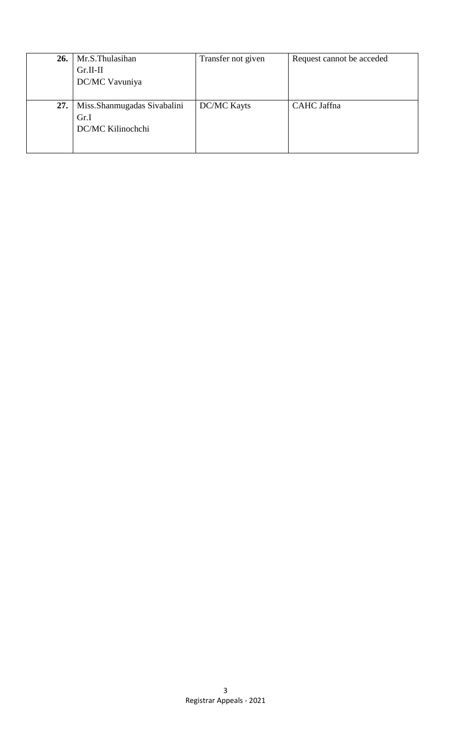| | | | |
|---|---|---|---|
| **26.** | Mr.S.Thulasihan<br>Gr.II-II<br>DC/MC Vavuniya | Transfer not given | Request cannot be acceded |
| **27.** | Miss.Shanmugadas Sivabalini<br>Gr.I<br>DC/MC Kilinochchi | DC/MC Kayts | CAHC Jaffna |